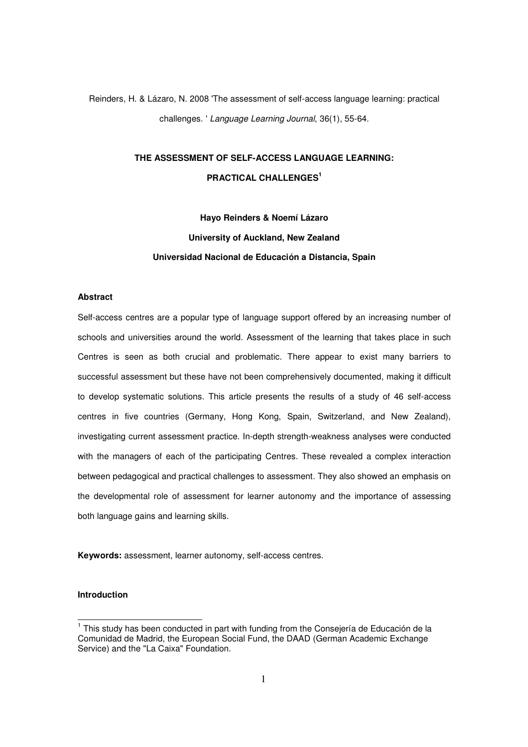Reinders, H. & Lázaro, N. 2008 'The assessment of self-access language learning: practical challenges. ' *Language Learning Journal*, 36(1), 55-64.

# THE ASSESSMENT OF SELF-ACCESS LANGUAGE LEARNING: PRACTICAL CHALLENGES[1]

**Hayo Reinders & Noemí Lázaro**

**University of Auckland, New Zealand**

**Universidad Nacional de Educación a Distancia, Spain**

### Abstract

Self-access centres are a popular type of language support offered by an increasing number of schools and universities around the world. Assessment of the learning that takes place in such Centres is seen as both crucial and problematic. There appear to exist many barriers to successful assessment but these have not been comprehensively documented, making it difficult to develop systematic solutions. This article presents the results of a study of 46 self-access centres in five countries (Germany, Hong Kong, Spain, Switzerland, and New Zealand), investigating current assessment practice. In-depth strength-weakness analyses were conducted with the managers of each of the participating Centres. These revealed a complex interaction between pedagogical and practical challenges to assessment. They also showed an emphasis on the developmental role of assessment for learner autonomy and the importance of assessing both language gains and learning skills.

**Keywords:** assessment, learner autonomy, self-access centres.

### Introduction

[1] This study has been conducted in part with funding from the Consejería de Educación de la Comunidad de Madrid, the European Social Fund, the DAAD (German Academic Exchange Service) and the "La Caixa" Foundation.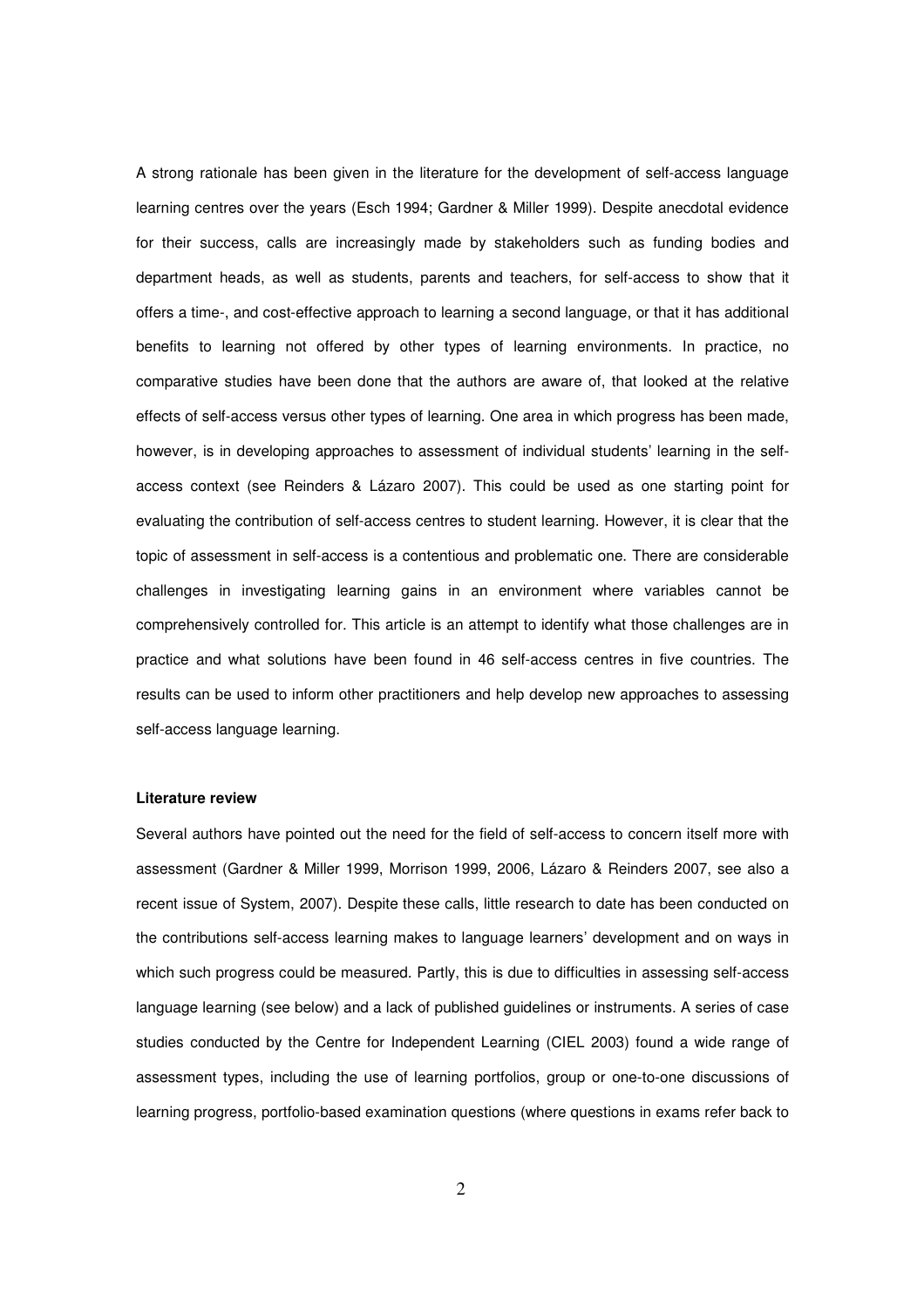A strong rationale has been given in the literature for the development of self-access language learning centres over the years (Esch 1994; Gardner & Miller 1999). Despite anecdotal evidence for their success, calls are increasingly made by stakeholders such as funding bodies and department heads, as well as students, parents and teachers, for self-access to show that it offers a time-, and cost-effective approach to learning a second language, or that it has additional benefits to learning not offered by other types of learning environments. In practice, no comparative studies have been done that the authors are aware of, that looked at the relative effects of self-access versus other types of learning. One area in which progress has been made, however, is in developing approaches to assessment of individual students' learning in the self-access context (see Reinders & Lázaro 2007). This could be used as one starting point for evaluating the contribution of self-access centres to student learning. However, it is clear that the topic of assessment in self-access is a contentious and problematic one. There are considerable challenges in investigating learning gains in an environment where variables cannot be comprehensively controlled for. This article is an attempt to identify what those challenges are in practice and what solutions have been found in 46 self-access centres in five countries. The results can be used to inform other practitioners and help develop new approaches to assessing self-access language learning.

**Literature review**

Several authors have pointed out the need for the field of self-access to concern itself more with assessment (Gardner & Miller 1999, Morrison 1999, 2006, Lázaro & Reinders 2007, see also a recent issue of System, 2007). Despite these calls, little research to date has been conducted on the contributions self-access learning makes to language learners' development and on ways in which such progress could be measured. Partly, this is due to difficulties in assessing self-access language learning (see below) and a lack of published guidelines or instruments. A series of case studies conducted by the Centre for Independent Learning (CIEL 2003) found a wide range of assessment types, including the use of learning portfolios, group or one-to-one discussions of learning progress, portfolio-based examination questions (where questions in exams refer back to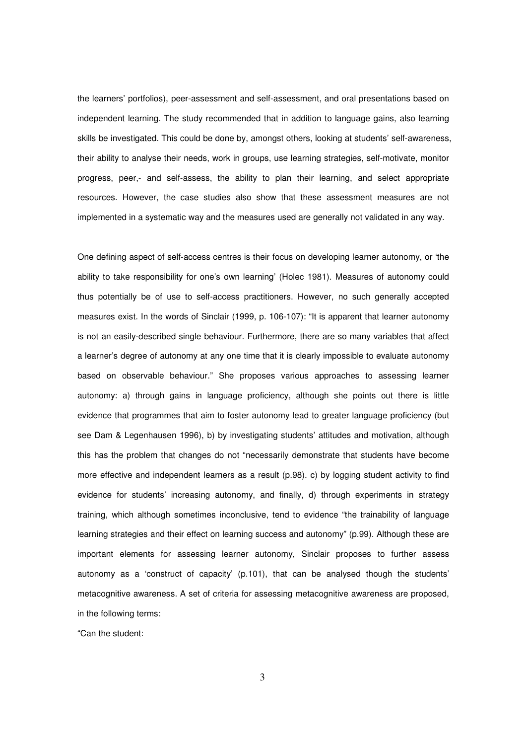the learners' portfolios), peer-assessment and self-assessment, and oral presentations based on independent learning. The study recommended that in addition to language gains, also learning skills be investigated. This could be done by, amongst others, looking at students' self-awareness, their ability to analyse their needs, work in groups, use learning strategies, self-motivate, monitor progress, peer,- and self-assess, the ability to plan their learning, and select appropriate resources. However, the case studies also show that these assessment measures are not implemented in a systematic way and the measures used are generally not validated in any way.

One defining aspect of self-access centres is their focus on developing learner autonomy, or 'the ability to take responsibility for one's own learning' (Holec 1981). Measures of autonomy could thus potentially be of use to self-access practitioners. However, no such generally accepted measures exist. In the words of Sinclair (1999, p. 106-107): "It is apparent that learner autonomy is not an easily-described single behaviour. Furthermore, there are so many variables that affect a learner's degree of autonomy at any one time that it is clearly impossible to evaluate autonomy based on observable behaviour." She proposes various approaches to assessing learner autonomy: a) through gains in language proficiency, although she points out there is little evidence that programmes that aim to foster autonomy lead to greater language proficiency (but see Dam & Legenhausen 1996), b) by investigating students' attitudes and motivation, although this has the problem that changes do not "necessarily demonstrate that students have become more effective and independent learners as a result (p.98). c) by logging student activity to find evidence for students' increasing autonomy, and finally, d) through experiments in strategy training, which although sometimes inconclusive, tend to evidence "the trainability of language learning strategies and their effect on learning success and autonomy" (p.99). Although these are important elements for assessing learner autonomy, Sinclair proposes to further assess autonomy as a 'construct of capacity' (p.101), that can be analysed though the students' metacognitive awareness. A set of criteria for assessing metacognitive awareness are proposed, in the following terms:

"Can the student: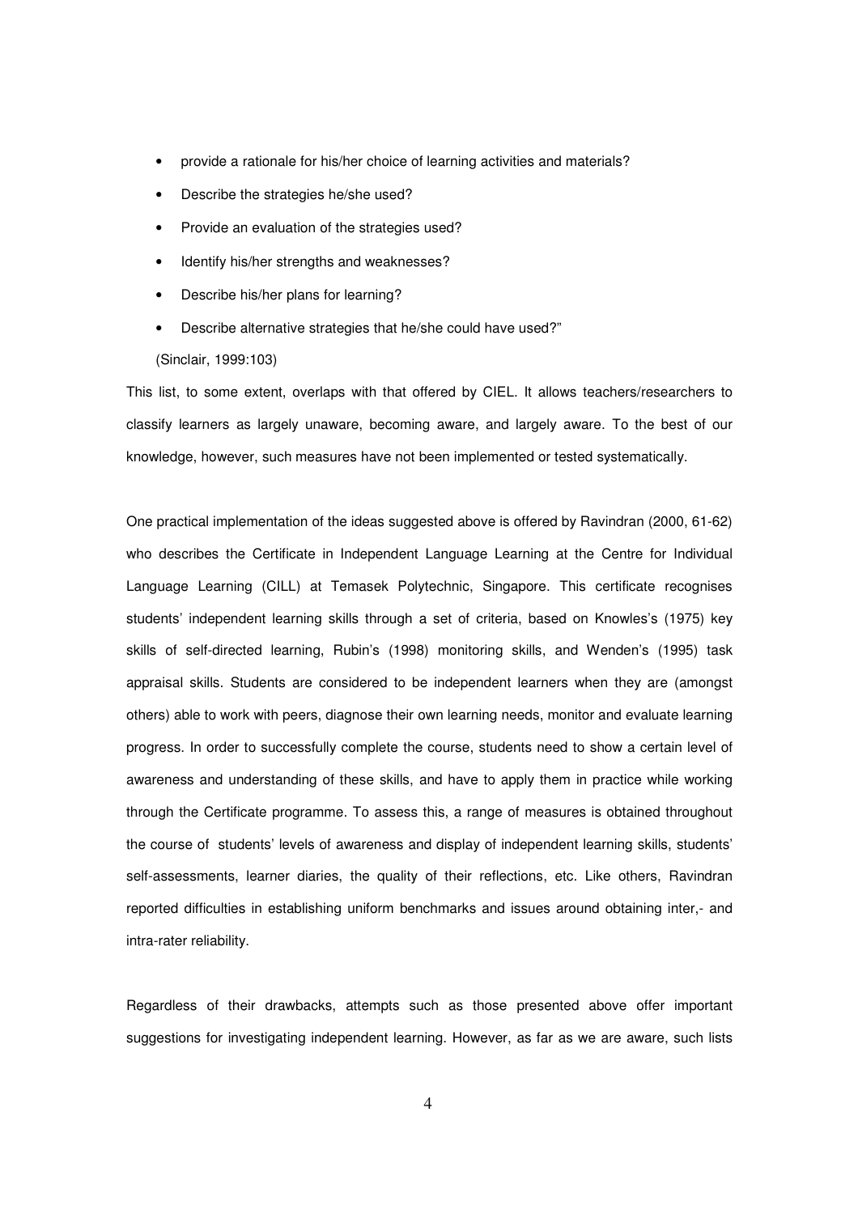- provide a rationale for his/her choice of learning activities and materials?
- Describe the strategies he/she used?
- Provide an evaluation of the strategies used?
- Identify his/her strengths and weaknesses?
- Describe his/her plans for learning?
- Describe alternative strategies that he/she could have used?"

(Sinclair, 1999:103)

This list, to some extent, overlaps with that offered by CIEL. It allows teachers/researchers to classify learners as largely unaware, becoming aware, and largely aware. To the best of our knowledge, however, such measures have not been implemented or tested systematically.

One practical implementation of the ideas suggested above is offered by Ravindran (2000, 61-62) who describes the Certificate in Independent Language Learning at the Centre for Individual Language Learning (CILL) at Temasek Polytechnic, Singapore. This certificate recognises students' independent learning skills through a set of criteria, based on Knowles's (1975) key skills of self-directed learning, Rubin's (1998) monitoring skills, and Wenden's (1995) task appraisal skills. Students are considered to be independent learners when they are (amongst others) able to work with peers, diagnose their own learning needs, monitor and evaluate learning progress. In order to successfully complete the course, students need to show a certain level of awareness and understanding of these skills, and have to apply them in practice while working through the Certificate programme. To assess this, a range of measures is obtained throughout the course of students' levels of awareness and display of independent learning skills, students' self-assessments, learner diaries, the quality of their reflections, etc. Like others, Ravindran reported difficulties in establishing uniform benchmarks and issues around obtaining inter,- and intra-rater reliability.

Regardless of their drawbacks, attempts such as those presented above offer important suggestions for investigating independent learning. However, as far as we are aware, such lists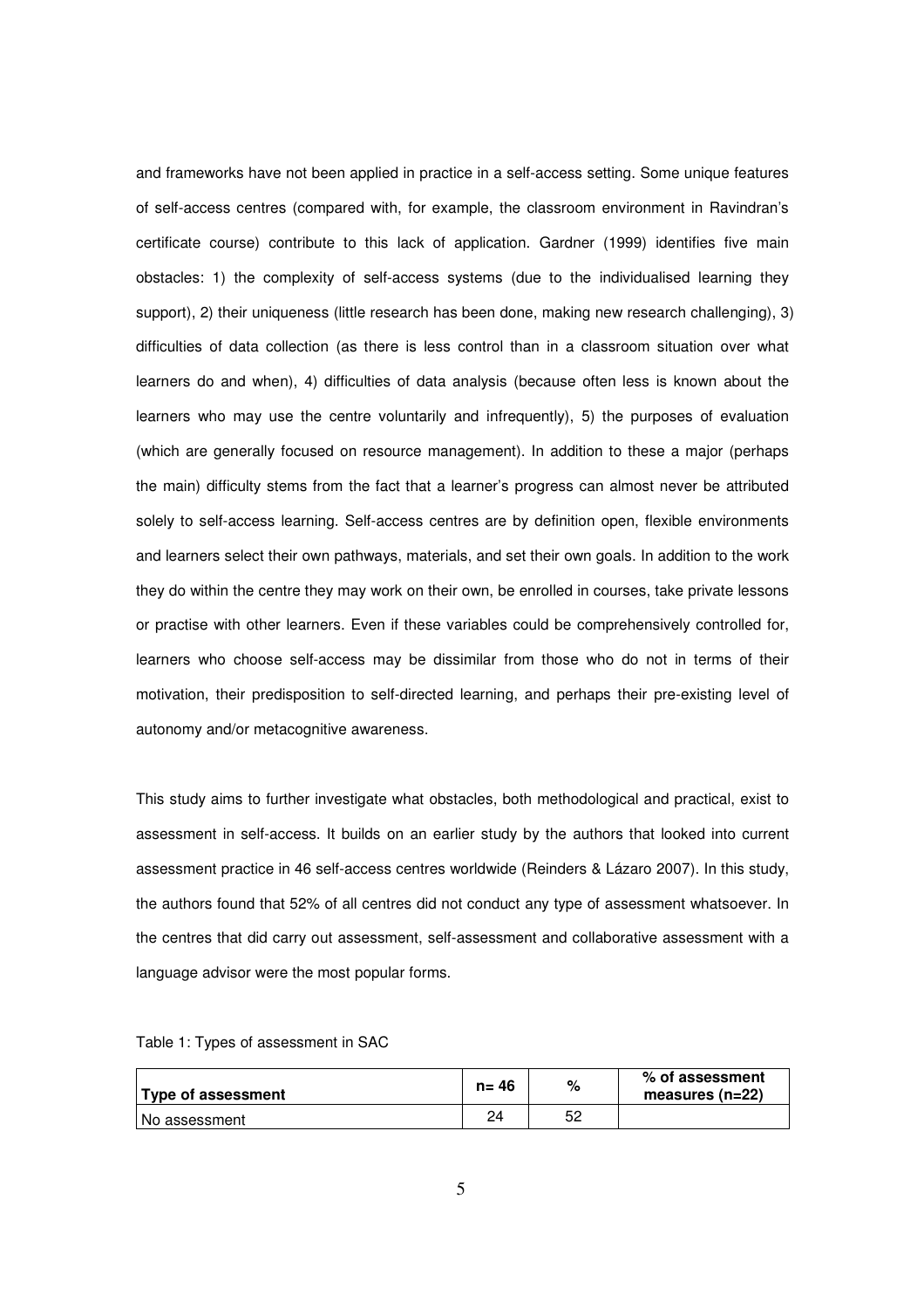and frameworks have not been applied in practice in a self-access setting. Some unique features of self-access centres (compared with, for example, the classroom environment in Ravindran's certificate course) contribute to this lack of application. Gardner (1999) identifies five main obstacles: 1) the complexity of self-access systems (due to the individualised learning they support), 2) their uniqueness (little research has been done, making new research challenging), 3) difficulties of data collection (as there is less control than in a classroom situation over what learners do and when), 4) difficulties of data analysis (because often less is known about the learners who may use the centre voluntarily and infrequently), 5) the purposes of evaluation (which are generally focused on resource management). In addition to these a major (perhaps the main) difficulty stems from the fact that a learner's progress can almost never be attributed solely to self-access learning. Self-access centres are by definition open, flexible environments and learners select their own pathways, materials, and set their own goals. In addition to the work they do within the centre they may work on their own, be enrolled in courses, take private lessons or practise with other learners. Even if these variables could be comprehensively controlled for, learners who choose self-access may be dissimilar from those who do not in terms of their motivation, their predisposition to self-directed learning, and perhaps their pre-existing level of autonomy and/or metacognitive awareness.

This study aims to further investigate what obstacles, both methodological and practical, exist to assessment in self-access. It builds on an earlier study by the authors that looked into current assessment practice in 46 self-access centres worldwide (Reinders & Lázaro 2007). In this study, the authors found that 52% of all centres did not conduct any type of assessment whatsoever. In the centres that did carry out assessment, self-assessment and collaborative assessment with a language advisor were the most popular forms.

Table 1: Types of assessment in SAC

| Type of assessment | n= 46 | % | % of assessment measures (n=22) |
|---|---|---|---|
| No assessment | 24 | 52 | |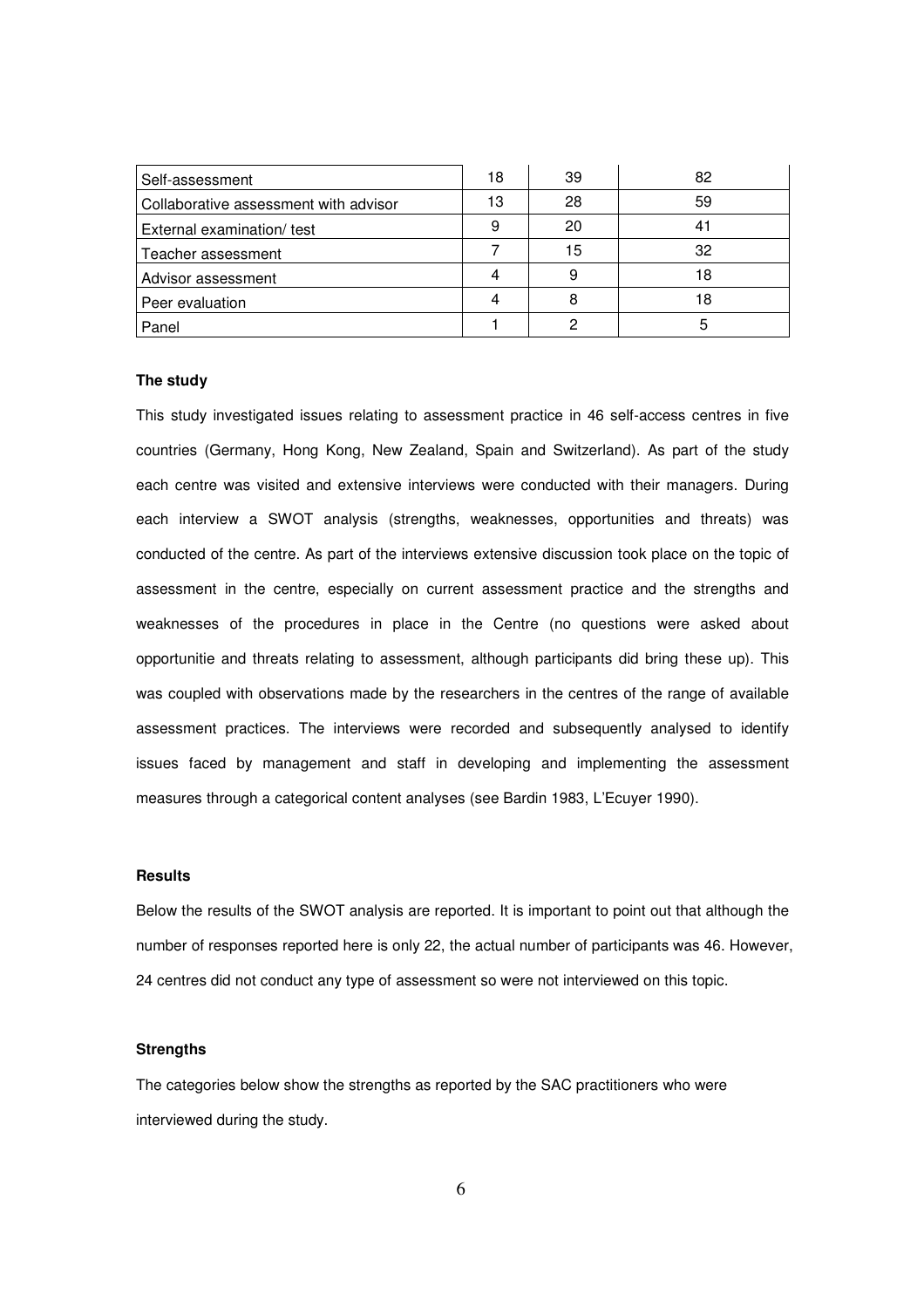| Self-assessment | 18 | 39 | 82 |
|---|---|---|---|
| Collaborative assessment with advisor | 13 | 28 | 59 |
| External examination/ test | 9 | 20 | 41 |
| Teacher assessment | 7 | 15 | 32 |
| Advisor assessment | 4 | 9 | 18 |
| Peer evaluation | 4 | 8 | 18 |
| Panel | 1 | 2 | 5 |

**The study**

This study investigated issues relating to assessment practice in 46 self-access centres in five countries (Germany, Hong Kong, New Zealand, Spain and Switzerland). As part of the study each centre was visited and extensive interviews were conducted with their managers. During each interview a SWOT analysis (strengths, weaknesses, opportunities and threats) was conducted of the centre. As part of the interviews extensive discussion took place on the topic of assessment in the centre, especially on current assessment practice and the strengths and weaknesses of the procedures in place in the Centre (no questions were asked about opportunitie and threats relating to assessment, although participants did bring these up). This was coupled with observations made by the researchers in the centres of the range of available assessment practices. The interviews were recorded and subsequently analysed to identify issues faced by management and staff in developing and implementing the assessment measures through a categorical content analyses (see Bardin 1983, L'Ecuyer 1990).

**Results**

Below the results of the SWOT analysis are reported. It is important to point out that although the number of responses reported here is only 22, the actual number of participants was 46. However, 24 centres did not conduct any type of assessment so were not interviewed on this topic.

**Strengths**

The categories below show the strengths as reported by the SAC practitioners who were interviewed during the study.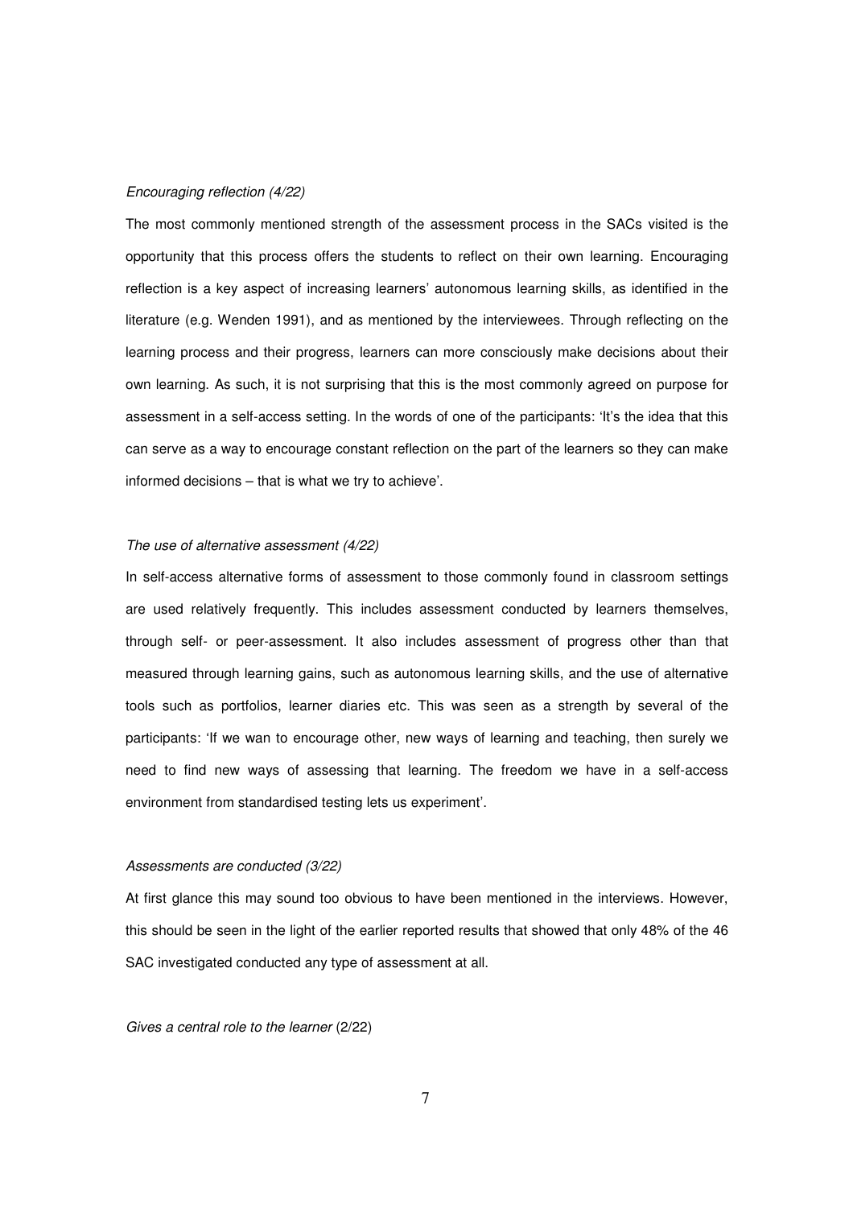*Encouraging reflection (4/22)*

The most commonly mentioned strength of the assessment process in the SACs visited is the opportunity that this process offers the students to reflect on their own learning. Encouraging reflection is a key aspect of increasing learners' autonomous learning skills, as identified in the literature (e.g. Wenden 1991), and as mentioned by the interviewees. Through reflecting on the learning process and their progress, learners can more consciously make decisions about their own learning. As such, it is not surprising that this is the most commonly agreed on purpose for assessment in a self-access setting. In the words of one of the participants: 'It's the idea that this can serve as a way to encourage constant reflection on the part of the learners so they can make informed decisions – that is what we try to achieve'.

*The use of alternative assessment (4/22)*

In self-access alternative forms of assessment to those commonly found in classroom settings are used relatively frequently. This includes assessment conducted by learners themselves, through self- or peer-assessment. It also includes assessment of progress other than that measured through learning gains, such as autonomous learning skills, and the use of alternative tools such as portfolios, learner diaries etc. This was seen as a strength by several of the participants: 'If we wan to encourage other, new ways of learning and teaching, then surely we need to find new ways of assessing that learning. The freedom we have in a self-access environment from standardised testing lets us experiment'.

*Assessments are conducted (3/22)*

At first glance this may sound too obvious to have been mentioned in the interviews. However, this should be seen in the light of the earlier reported results that showed that only 48% of the 46 SAC investigated conducted any type of assessment at all.

*Gives a central role to the learner* (2/22)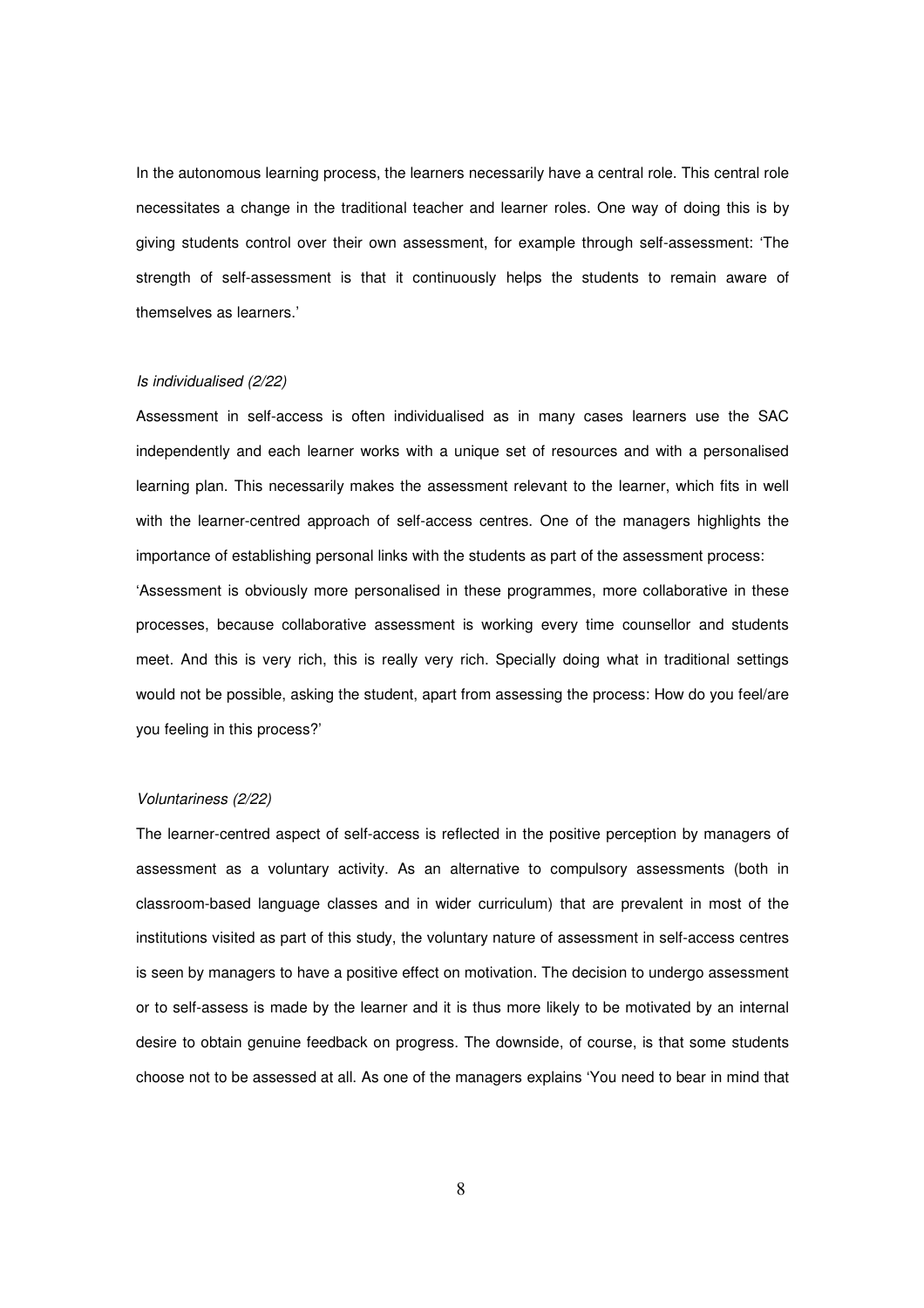In the autonomous learning process, the learners necessarily have a central role. This central role necessitates a change in the traditional teacher and learner roles. One way of doing this is by giving students control over their own assessment, for example through self-assessment: 'The strength of self-assessment is that it continuously helps the students to remain aware of themselves as learners.'

*Is individualised (2/22)*

Assessment in self-access is often individualised as in many cases learners use the SAC independently and each learner works with a unique set of resources and with a personalised learning plan. This necessarily makes the assessment relevant to the learner, which fits in well with the learner-centred approach of self-access centres. One of the managers highlights the importance of establishing personal links with the students as part of the assessment process: 'Assessment is obviously more personalised in these programmes, more collaborative in these processes, because collaborative assessment is working every time counsellor and students meet. And this is very rich, this is really very rich. Specially doing what in traditional settings would not be possible, asking the student, apart from assessing the process: How do you feel/are you feeling in this process?'

*Voluntariness (2/22)*

The learner-centred aspect of self-access is reflected in the positive perception by managers of assessment as a voluntary activity. As an alternative to compulsory assessments (both in classroom-based language classes and in wider curriculum) that are prevalent in most of the institutions visited as part of this study, the voluntary nature of assessment in self-access centres is seen by managers to have a positive effect on motivation. The decision to undergo assessment or to self-assess is made by the learner and it is thus more likely to be motivated by an internal desire to obtain genuine feedback on progress. The downside, of course, is that some students choose not to be assessed at all. As one of the managers explains 'You need to bear in mind that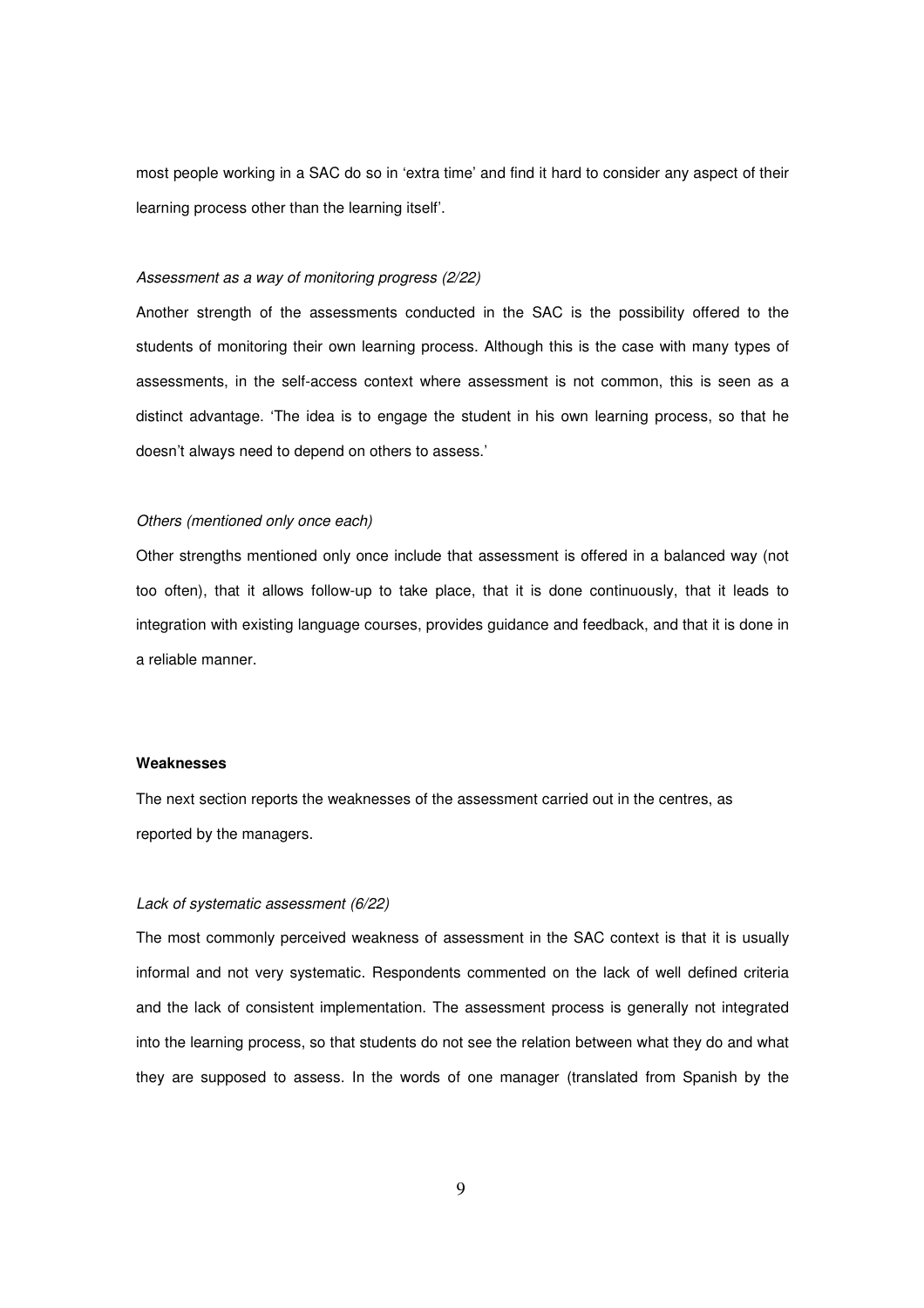most people working in a SAC do so in 'extra time' and find it hard to consider any aspect of their learning process other than the learning itself'.

*Assessment as a way of monitoring progress (2/22)*

Another strength of the assessments conducted in the SAC is the possibility offered to the students of monitoring their own learning process. Although this is the case with many types of assessments, in the self-access context where assessment is not common, this is seen as a distinct advantage. 'The idea is to engage the student in his own learning process, so that he doesn't always need to depend on others to assess.'

*Others (mentioned only once each)*

Other strengths mentioned only once include that assessment is offered in a balanced way (not too often), that it allows follow-up to take place, that it is done continuously, that it leads to integration with existing language courses, provides guidance and feedback, and that it is done in a reliable manner.

**Weaknesses**

The next section reports the weaknesses of the assessment carried out in the centres, as reported by the managers.

*Lack of systematic assessment (6/22)*

The most commonly perceived weakness of assessment in the SAC context is that it is usually informal and not very systematic. Respondents commented on the lack of well defined criteria and the lack of consistent implementation. The assessment process is generally not integrated into the learning process, so that students do not see the relation between what they do and what they are supposed to assess. In the words of one manager (translated from Spanish by the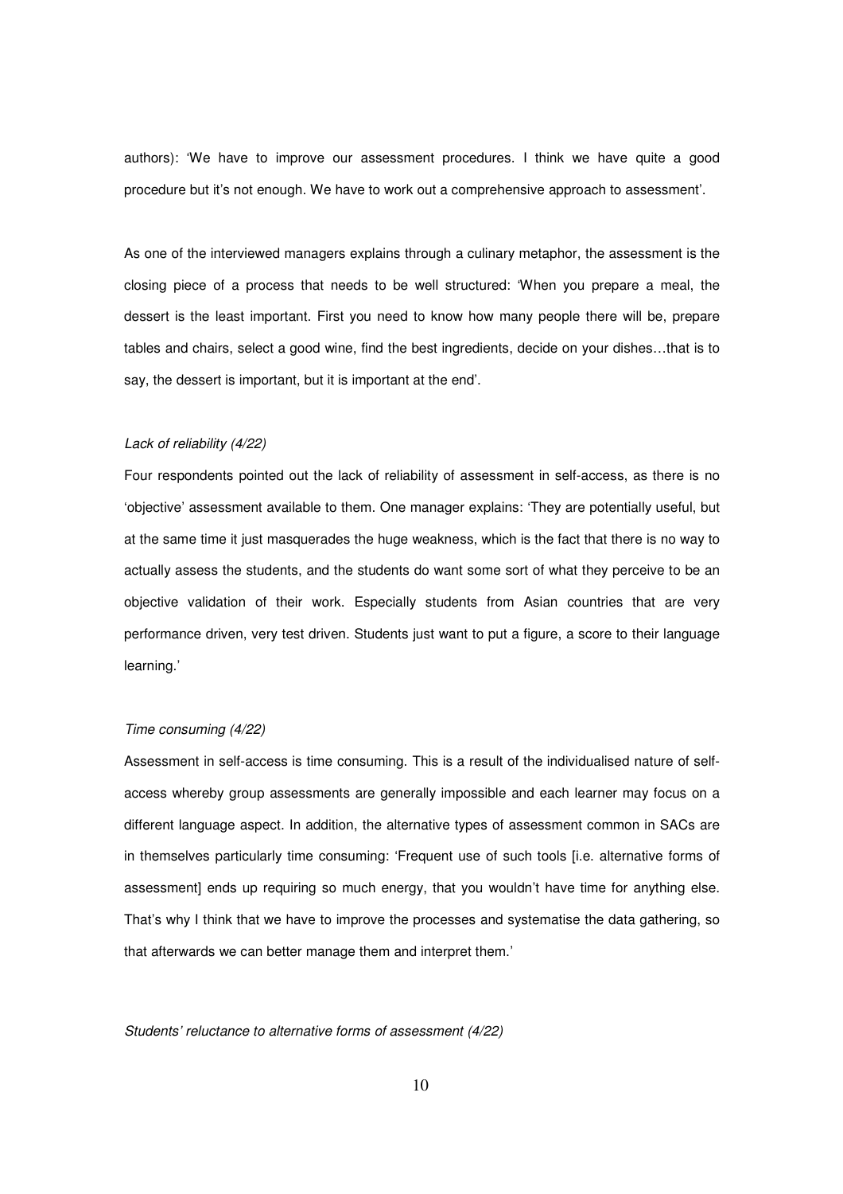authors): 'We have to improve our assessment procedures. I think we have quite a good procedure but it's not enough. We have to work out a comprehensive approach to assessment'.

As one of the interviewed managers explains through a culinary metaphor, the assessment is the closing piece of a process that needs to be well structured: 'When you prepare a meal, the dessert is the least important. First you need to know how many people there will be, prepare tables and chairs, select a good wine, find the best ingredients, decide on your dishes…that is to say, the dessert is important, but it is important at the end'.

*Lack of reliability (4/22)*

Four respondents pointed out the lack of reliability of assessment in self-access, as there is no 'objective' assessment available to them. One manager explains: 'They are potentially useful, but at the same time it just masquerades the huge weakness, which is the fact that there is no way to actually assess the students, and the students do want some sort of what they perceive to be an objective validation of their work. Especially students from Asian countries that are very performance driven, very test driven. Students just want to put a figure, a score to their language learning.'

*Time consuming (4/22)*

Assessment in self-access is time consuming. This is a result of the individualised nature of self-access whereby group assessments are generally impossible and each learner may focus on a different language aspect. In addition, the alternative types of assessment common in SACs are in themselves particularly time consuming: 'Frequent use of such tools [i.e. alternative forms of assessment] ends up requiring so much energy, that you wouldn't have time for anything else. That's why I think that we have to improve the processes and systematise the data gathering, so that afterwards we can better manage them and interpret them.'

*Students' reluctance to alternative forms of assessment (4/22)*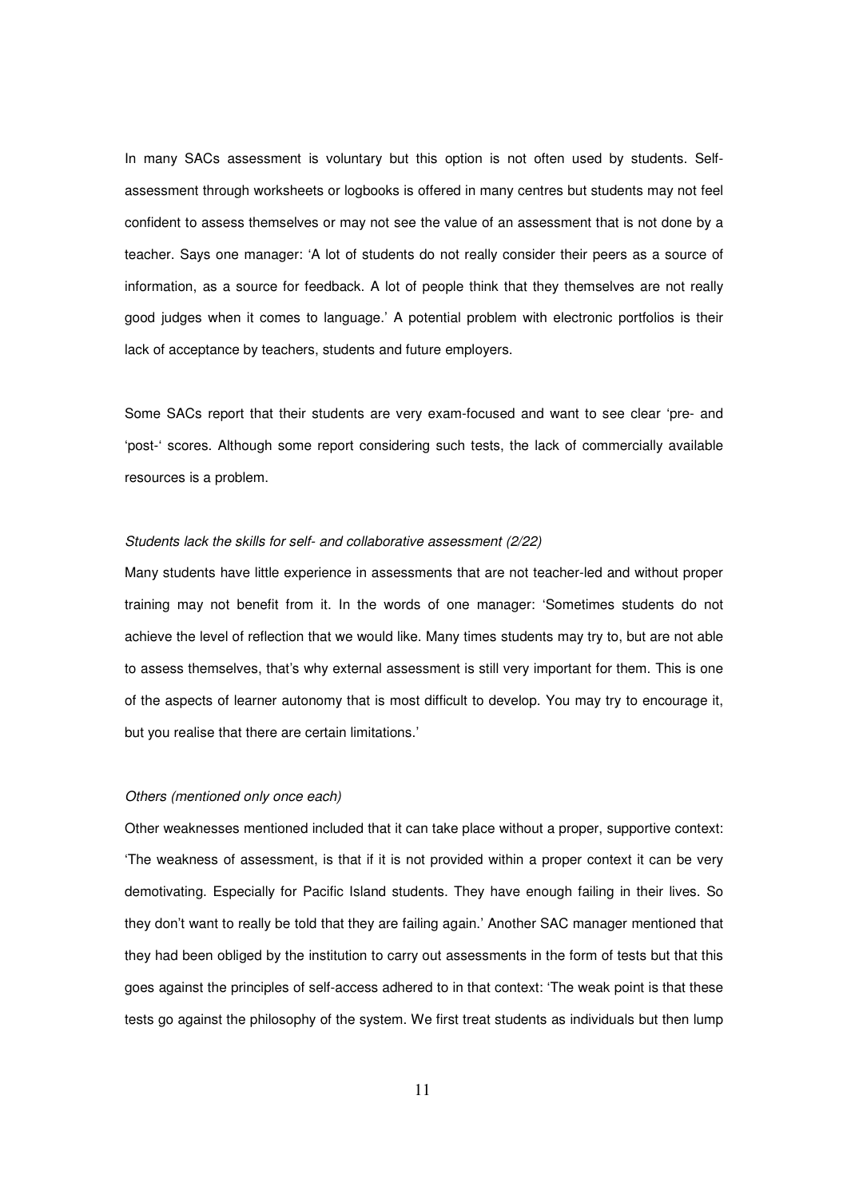In many SACs assessment is voluntary but this option is not often used by students. Self-assessment through worksheets or logbooks is offered in many centres but students may not feel confident to assess themselves or may not see the value of an assessment that is not done by a teacher. Says one manager: 'A lot of students do not really consider their peers as a source of information, as a source for feedback. A lot of people think that they themselves are not really good judges when it comes to language.' A potential problem with electronic portfolios is their lack of acceptance by teachers, students and future employers.

Some SACs report that their students are very exam-focused and want to see clear 'pre- and 'post-' scores. Although some report considering such tests, the lack of commercially available resources is a problem.

*Students lack the skills for self- and collaborative assessment (2/22)*

Many students have little experience in assessments that are not teacher-led and without proper training may not benefit from it. In the words of one manager: 'Sometimes students do not achieve the level of reflection that we would like. Many times students may try to, but are not able to assess themselves, that's why external assessment is still very important for them. This is one of the aspects of learner autonomy that is most difficult to develop. You may try to encourage it, but you realise that there are certain limitations.'

*Others (mentioned only once each)*

Other weaknesses mentioned included that it can take place without a proper, supportive context: 'The weakness of assessment, is that if it is not provided within a proper context it can be very demotivating. Especially for Pacific Island students. They have enough failing in their lives. So they don't want to really be told that they are failing again.' Another SAC manager mentioned that they had been obliged by the institution to carry out assessments in the form of tests but that this goes against the principles of self-access adhered to in that context: 'The weak point is that these tests go against the philosophy of the system. We first treat students as individuals but then lump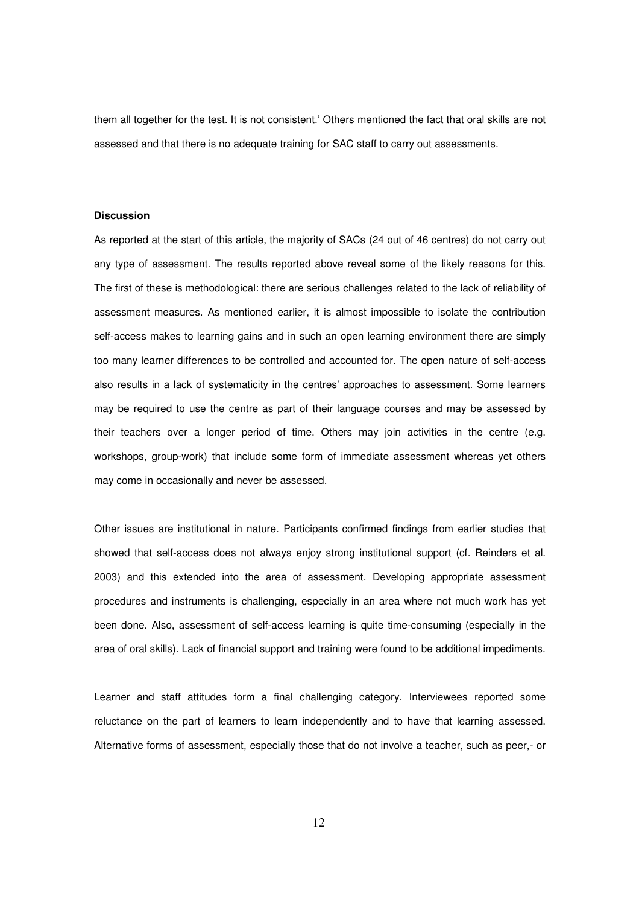them all together for the test. It is not consistent.' Others mentioned the fact that oral skills are not assessed and that there is no adequate training for SAC staff to carry out assessments.

**Discussion**

As reported at the start of this article, the majority of SACs (24 out of 46 centres) do not carry out any type of assessment. The results reported above reveal some of the likely reasons for this. The first of these is methodological: there are serious challenges related to the lack of reliability of assessment measures. As mentioned earlier, it is almost impossible to isolate the contribution self-access makes to learning gains and in such an open learning environment there are simply too many learner differences to be controlled and accounted for. The open nature of self-access also results in a lack of systematicity in the centres' approaches to assessment. Some learners may be required to use the centre as part of their language courses and may be assessed by their teachers over a longer period of time. Others may join activities in the centre (e.g. workshops, group-work) that include some form of immediate assessment whereas yet others may come in occasionally and never be assessed.

Other issues are institutional in nature. Participants confirmed findings from earlier studies that showed that self-access does not always enjoy strong institutional support (cf. Reinders et al. 2003) and this extended into the area of assessment. Developing appropriate assessment procedures and instruments is challenging, especially in an area where not much work has yet been done. Also, assessment of self-access learning is quite time-consuming (especially in the area of oral skills). Lack of financial support and training were found to be additional impediments.

Learner and staff attitudes form a final challenging category. Interviewees reported some reluctance on the part of learners to learn independently and to have that learning assessed. Alternative forms of assessment, especially those that do not involve a teacher, such as peer,- or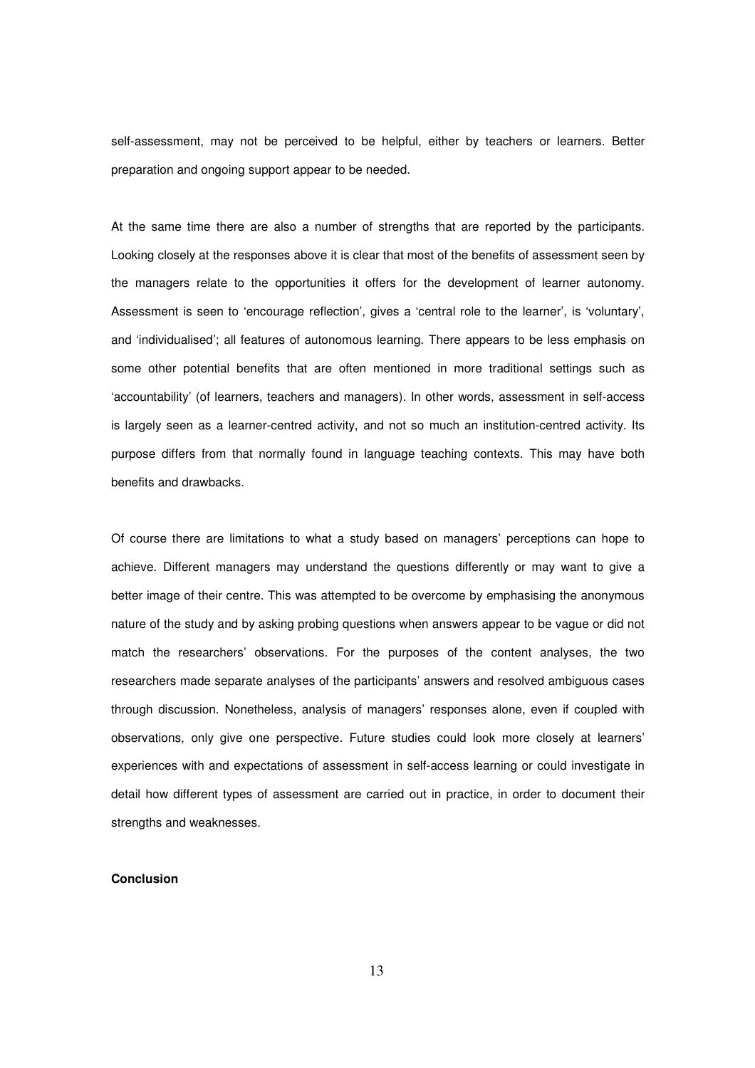self-assessment, may not be perceived to be helpful, either by teachers or learners. Better preparation and ongoing support appear to be needed.

At the same time there are also a number of strengths that are reported by the participants. Looking closely at the responses above it is clear that most of the benefits of assessment seen by the managers relate to the opportunities it offers for the development of learner autonomy. Assessment is seen to 'encourage reflection', gives a 'central role to the learner', is 'voluntary', and 'individualised'; all features of autonomous learning. There appears to be less emphasis on some other potential benefits that are often mentioned in more traditional settings such as 'accountability' (of learners, teachers and managers). In other words, assessment in self-access is largely seen as a learner-centred activity, and not so much an institution-centred activity. Its purpose differs from that normally found in language teaching contexts. This may have both benefits and drawbacks.

Of course there are limitations to what a study based on managers' perceptions can hope to achieve. Different managers may understand the questions differently or may want to give a better image of their centre. This was attempted to be overcome by emphasising the anonymous nature of the study and by asking probing questions when answers appear to be vague or did not match the researchers' observations. For the purposes of the content analyses, the two researchers made separate analyses of the participants' answers and resolved ambiguous cases through discussion. Nonetheless, analysis of managers' responses alone, even if coupled with observations, only give one perspective. Future studies could look more closely at learners' experiences with and expectations of assessment in self-access learning or could investigate in detail how different types of assessment are carried out in practice, in order to document their strengths and weaknesses.

**Conclusion**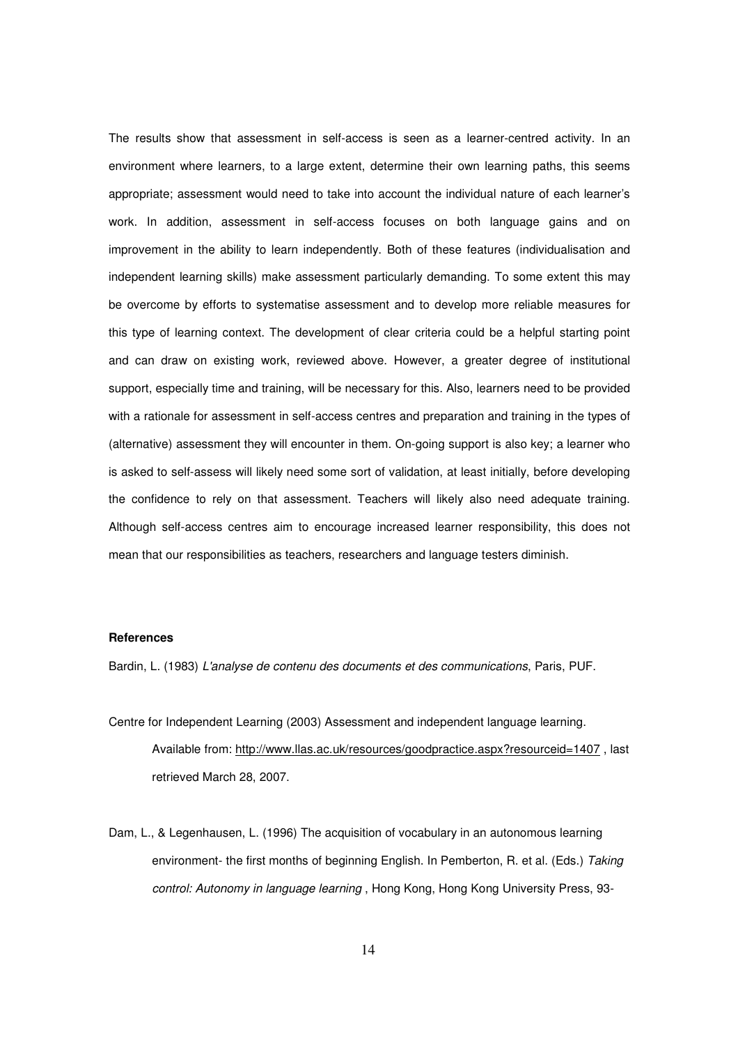The results show that assessment in self-access is seen as a learner-centred activity. In an environment where learners, to a large extent, determine their own learning paths, this seems appropriate; assessment would need to take into account the individual nature of each learner's work. In addition, assessment in self-access focuses on both language gains and on improvement in the ability to learn independently. Both of these features (individualisation and independent learning skills) make assessment particularly demanding. To some extent this may be overcome by efforts to systematise assessment and to develop more reliable measures for this type of learning context. The development of clear criteria could be a helpful starting point and can draw on existing work, reviewed above. However, a greater degree of institutional support, especially time and training, will be necessary for this. Also, learners need to be provided with a rationale for assessment in self-access centres and preparation and training in the types of (alternative) assessment they will encounter in them. On-going support is also key; a learner who is asked to self-assess will likely need some sort of validation, at least initially, before developing the confidence to rely on that assessment. Teachers will likely also need adequate training. Although self-access centres aim to encourage increased learner responsibility, this does not mean that our responsibilities as teachers, researchers and language testers diminish.

**References**

Bardin, L. (1983) *L'analyse de contenu des documents et des communications*, Paris, PUF.

Centre for Independent Learning (2003) Assessment and independent language learning. Available from: http://www.llas.ac.uk/resources/goodpractice.aspx?resourceid=1407 , last retrieved March 28, 2007.

Dam, L., & Legenhausen, L. (1996) The acquisition of vocabulary in an autonomous learning environment- the first months of beginning English. In Pemberton, R. et al. (Eds.) *Taking control: Autonomy in language learning* , Hong Kong, Hong Kong University Press, 93-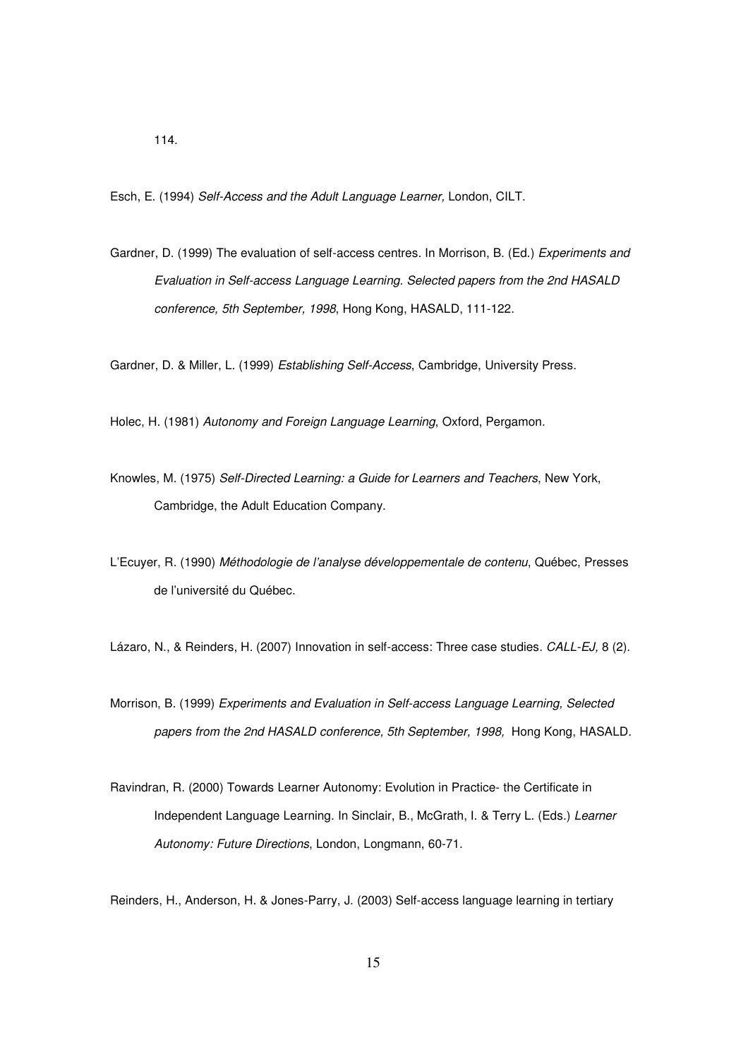114.

Esch, E. (1994) *Self-Access and the Adult Language Learner,* London, CILT.

Gardner, D. (1999) The evaluation of self-access centres. In Morrison, B. (Ed.) *Experiments and Evaluation in Self-access Language Learning. Selected papers from the 2nd HASALD conference, 5th September, 1998*, Hong Kong, HASALD, 111-122.

Gardner, D. & Miller, L. (1999) *Establishing Self-Access*, Cambridge, University Press.

Holec, H. (1981) *Autonomy and Foreign Language Learning*, Oxford, Pergamon.

Knowles, M. (1975) *Self-Directed Learning: a Guide for Learners and Teachers*, New York, Cambridge, the Adult Education Company.

L'Ecuyer, R. (1990) *Méthodologie de l'analyse développementale de contenu*, Québec, Presses de l'université du Québec.

Lázaro, N., & Reinders, H. (2007) Innovation in self-access: Three case studies. *CALL-EJ,* 8 (2).

Morrison, B. (1999) *Experiments and Evaluation in Self-access Language Learning, Selected papers from the 2nd HASALD conference, 5th September, 1998,* Hong Kong, HASALD.

Ravindran, R. (2000) Towards Learner Autonomy: Evolution in Practice- the Certificate in Independent Language Learning. In Sinclair, B., McGrath, I. & Terry L. (Eds.) *Learner Autonomy: Future Directions*, London, Longmann, 60-71.

Reinders, H., Anderson, H. & Jones-Parry, J. (2003) Self-access language learning in tertiary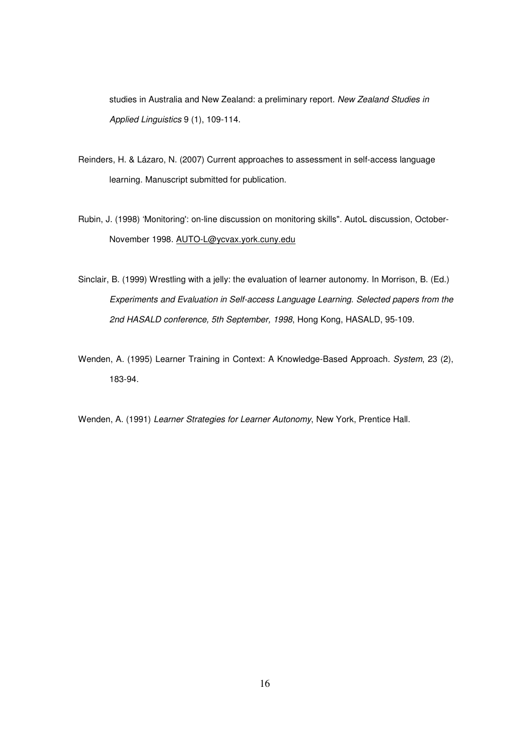studies in Australia and New Zealand: a preliminary report. *New Zealand Studies in Applied Linguistics* 9 (1), 109-114.

Reinders, H. & Lázaro, N. (2007) Current approaches to assessment in self-access language learning. Manuscript submitted for publication.

Rubin, J. (1998) 'Monitoring': on-line discussion on monitoring skills". AutoL discussion, October-November 1998. AUTO-L@ycvax.york.cuny.edu

Sinclair, B. (1999) Wrestling with a jelly: the evaluation of learner autonomy. In Morrison, B. (Ed.) *Experiments and Evaluation in Self-access Language Learning. Selected papers from the 2nd HASALD conference, 5th September, 1998*, Hong Kong, HASALD, 95-109.

Wenden, A. (1995) Learner Training in Context: A Knowledge-Based Approach. *System*, 23 (2), 183-94.

Wenden, A. (1991) *Learner Strategies for Learner Autonomy*, New York, Prentice Hall.